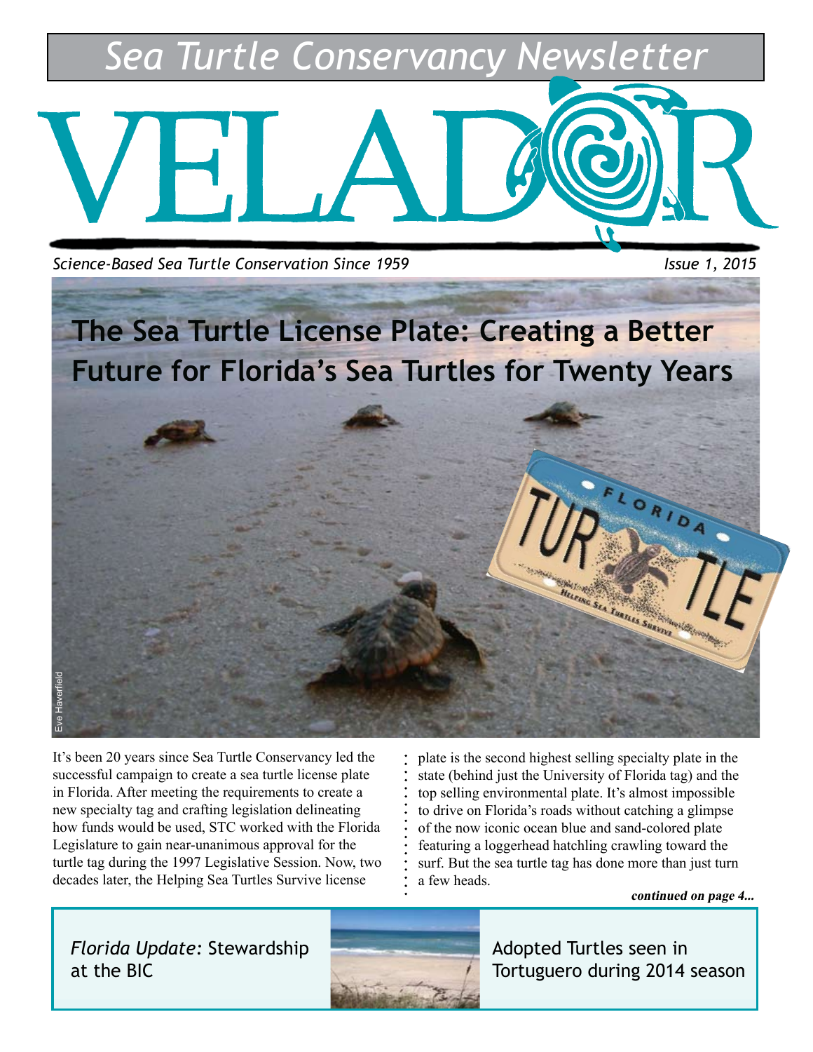# Sea Turtle Conservancy Newsletter

# VELADOR

*Science-Based Sea Turtle Conservation Since 1959* *Issue 1, 2015*

## The Sea Turtle License Plate: Creating a Better Future for Florida's Sea Turtles for Twenty Years

Eve Haverfield

It's been 20 years since Sea Turtle Conservancy led the successful campaign to create a sea turtle license plate in Florida. After meeting the requirements to create a new specialty tag and crafting legislation delineating how funds would be used, STC worked with the Florida Legislature to gain near-unanimous approval for the turtle tag during the 1997 Legislative Session. Now, two decades later, the Helping Sea Turtles Survive license plate is the second highest selling specialty plate in the state (behind just the University of Florida tag) and the top selling environmental plate. It's almost impossible to drive on Florida's roads without catching a glimpse of the now iconic ocean blue and sand-colored plate featuring a loggerhead hatchling crawling toward the surf. But the sea turtle tag has done more than just turn a few heads.

***continued on page 4...***

*Florida Update:* Stewardship at the BIC

Adopted Turtles seen in Tortuguero during 2014 season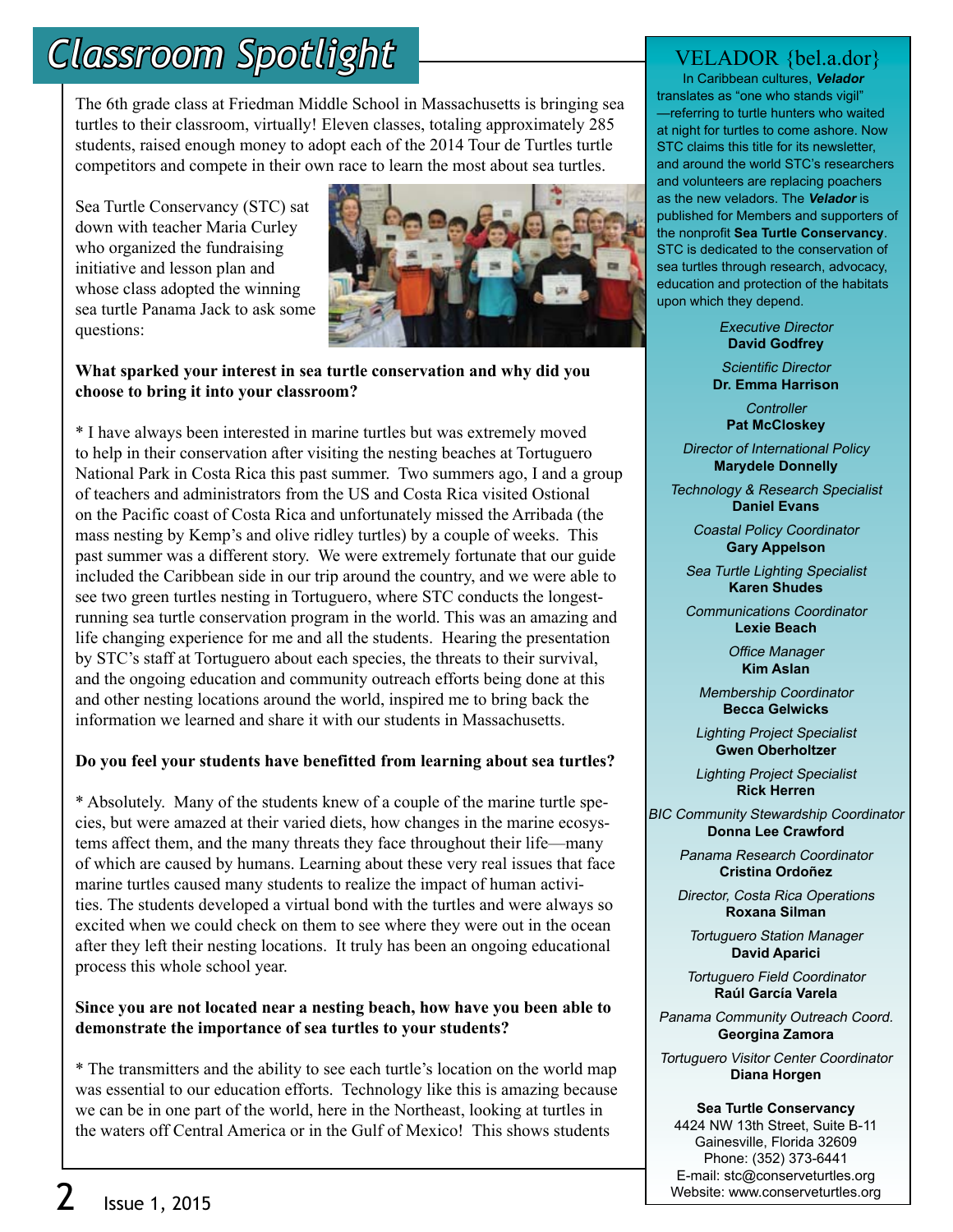# Classroom Spotlight

The 6th grade class at Friedman Middle School in Massachusetts is bringing sea turtles to their classroom, virtually! Eleven classes, totaling approximately 285 students, raised enough money to adopt each of the 2014 Tour de Turtles turtle competitors and compete in their own race to learn the most about sea turtles.

Sea Turtle Conservancy (STC) sat down with teacher Maria Curley who organized the fundraising initiative and lesson plan and whose class adopted the winning sea turtle Panama Jack to ask some questions:

**What sparked your interest in sea turtle conservation and why did you choose to bring it into your classroom?**

* I have always been interested in marine turtles but was extremely moved to help in their conservation after visiting the nesting beaches at Tortuguero National Park in Costa Rica this past summer. Two summers ago, I and a group of teachers and administrators from the US and Costa Rica visited Ostional on the Pacific coast of Costa Rica and unfortunately missed the Arribada (the mass nesting by Kemp's and olive ridley turtles) by a couple of weeks. This past summer was a different story. We were extremely fortunate that our guide included the Caribbean side in our trip around the country, and we were able to see two green turtles nesting in Tortuguero, where STC conducts the longest-running sea turtle conservation program in the world. This was an amazing and life changing experience for me and all the students. Hearing the presentation by STC's staff at Tortuguero about each species, the threats to their survival, and the ongoing education and community outreach efforts being done at this and other nesting locations around the world, inspired me to bring back the information we learned and share it with our students in Massachusetts.

**Do you feel your students have benefitted from learning about sea turtles?**

* Absolutely. Many of the students knew of a couple of the marine turtle species, but were amazed at their varied diets, how changes in the marine ecosystems affect them, and the many threats they face throughout their life—many of which are caused by humans. Learning about these very real issues that face marine turtles caused many students to realize the impact of human activities. The students developed a virtual bond with the turtles and were always so excited when we could check on them to see where they were out in the ocean after they left their nesting locations. It truly has been an ongoing educational process this whole school year.

**Since you are not located near a nesting beach, how have you been able to demonstrate the importance of sea turtles to your students?**

* The transmitters and the ability to see each turtle's location on the world map was essential to our education efforts. Technology like this is amazing because we can be in one part of the world, here in the Northeast, looking at turtles in the waters off Central America or in the Gulf of Mexico! This shows students

---

## VELADOR {bel.a.dor}

In Caribbean cultures, ***Velador*** translates as "one who stands vigil" —referring to turtle hunters who waited at night for turtles to come ashore. Now STC claims this title for its newsletter, and around the world STC's researchers and volunteers are replacing poachers as the new veladors. The ***Velador*** is published for Members and supporters of the nonprofit **Sea Turtle Conservancy**. STC is dedicated to the conservation of sea turtles through research, advocacy, education and protection of the habitats upon which they depend.

*Executive Director*
**David Godfrey**

*Scientific Director*
**Dr. Emma Harrison**

*Controller*
**Pat McCloskey**

*Director of International Policy*
**Marydele Donnelly**

*Technology & Research Specialist*
**Daniel Evans**

*Coastal Policy Coordinator*
**Gary Appelson**

*Sea Turtle Lighting Specialist*
**Karen Shudes**

*Communications Coordinator*
**Lexie Beach**

*Office Manager*
**Kim Aslan**

*Membership Coordinator*
**Becca Gelwicks**

*Lighting Project Specialist*
**Gwen Oberholtzer**

*Lighting Project Specialist*
**Rick Herren**

*BIC Community Stewardship Coordinator*
**Donna Lee Crawford**

*Panama Research Coordinator*
**Cristina Ordoñez**

*Director, Costa Rica Operations*
**Roxana Silman**

*Tortuguero Station Manager*
**David Aparici**

*Tortuguero Field Coordinator*
**Raúl García Varela**

*Panama Community Outreach Coord.*
**Georgina Zamora**

*Tortuguero Visitor Center Coordinator*
**Diana Horgen**

**Sea Turtle Conservancy**
4424 NW 13th Street, Suite B-11
Gainesville, Florida 32609
Phone: (352) 373-6441
E-mail: stc@conserveturtles.org
Website: www.conserveturtles.org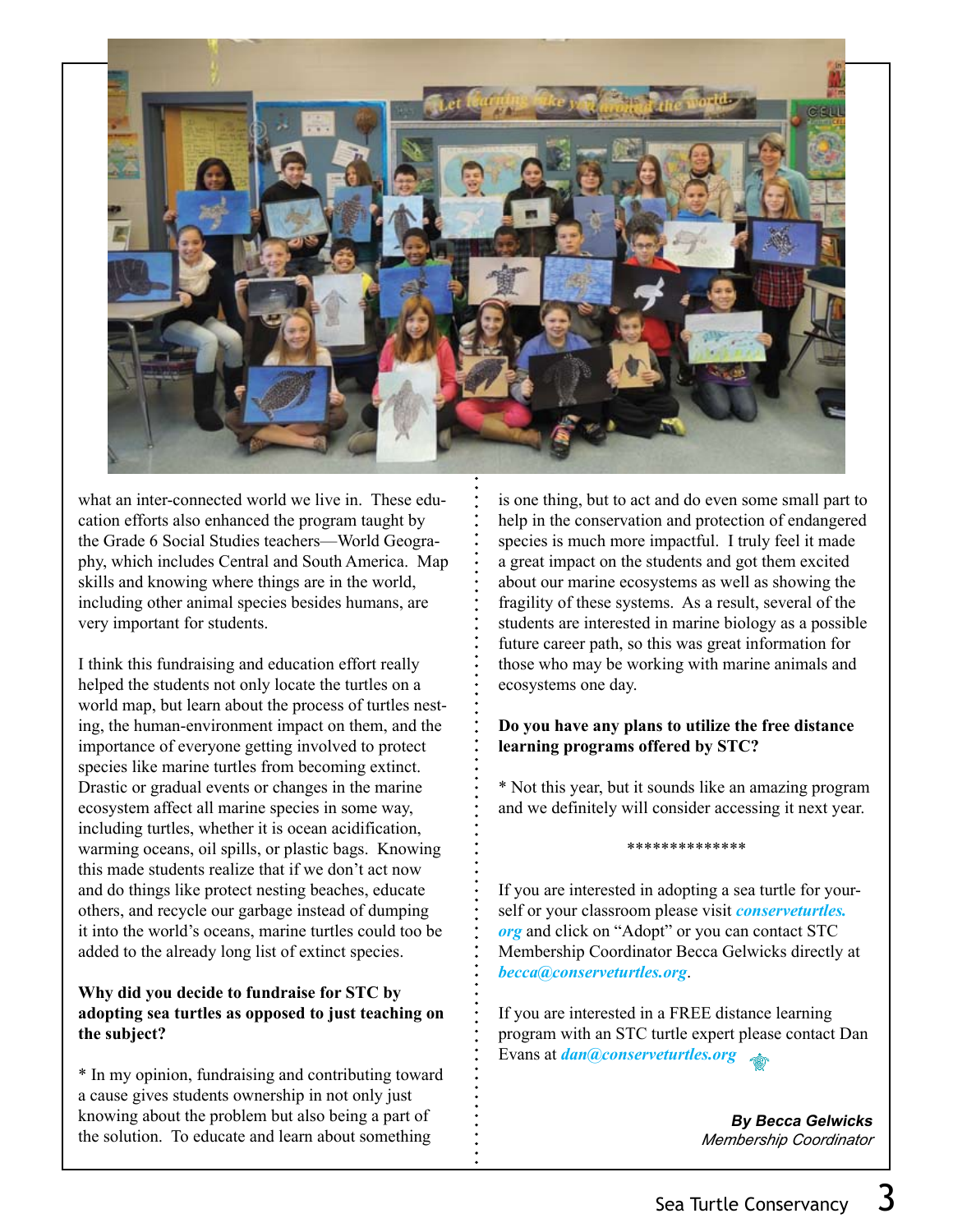what an inter-connected world we live in. These education efforts also enhanced the program taught by the Grade 6 Social Studies teachers—World Geography, which includes Central and South America. Map skills and knowing where things are in the world, including other animal species besides humans, are very important for students.

I think this fundraising and education effort really helped the students not only locate the turtles on a world map, but learn about the process of turtles nesting, the human-environment impact on them, and the importance of everyone getting involved to protect species like marine turtles from becoming extinct. Drastic or gradual events or changes in the marine ecosystem affect all marine species in some way, including turtles, whether it is ocean acidification, warming oceans, oil spills, or plastic bags. Knowing this made students realize that if we don't act now and do things like protect nesting beaches, educate others, and recycle our garbage instead of dumping it into the world's oceans, marine turtles could too be added to the already long list of extinct species.

**Why did you decide to fundraise for STC by adopting sea turtles as opposed to just teaching on the subject?**

* In my opinion, fundraising and contributing toward a cause gives students ownership in not only just knowing about the problem but also being a part of the solution. To educate and learn about something is one thing, but to act and do even some small part to help in the conservation and protection of endangered species is much more impactful. I truly feel it made a great impact on the students and got them excited about our marine ecosystems as well as showing the fragility of these systems. As a result, several of the students are interested in marine biology as a possible future career path, so this was great information for those who may be working with marine animals and ecosystems one day.

**Do you have any plans to utilize the free distance learning programs offered by STC?**

* Not this year, but it sounds like an amazing program and we definitely will consider accessing it next year.

**************

If you are interested in adopting a sea turtle for yourself or your classroom please visit ***conserveturtles.org*** and click on "Adopt" or you can contact STC Membership Coordinator Becca Gelwicks directly at ***becca@conserveturtles.org***.

If you are interested in a FREE distance learning program with an STC turtle expert please contact Dan Evans at ***dan@conserveturtles.org***

***By Becca Gelwicks***
*Membership Coordinator*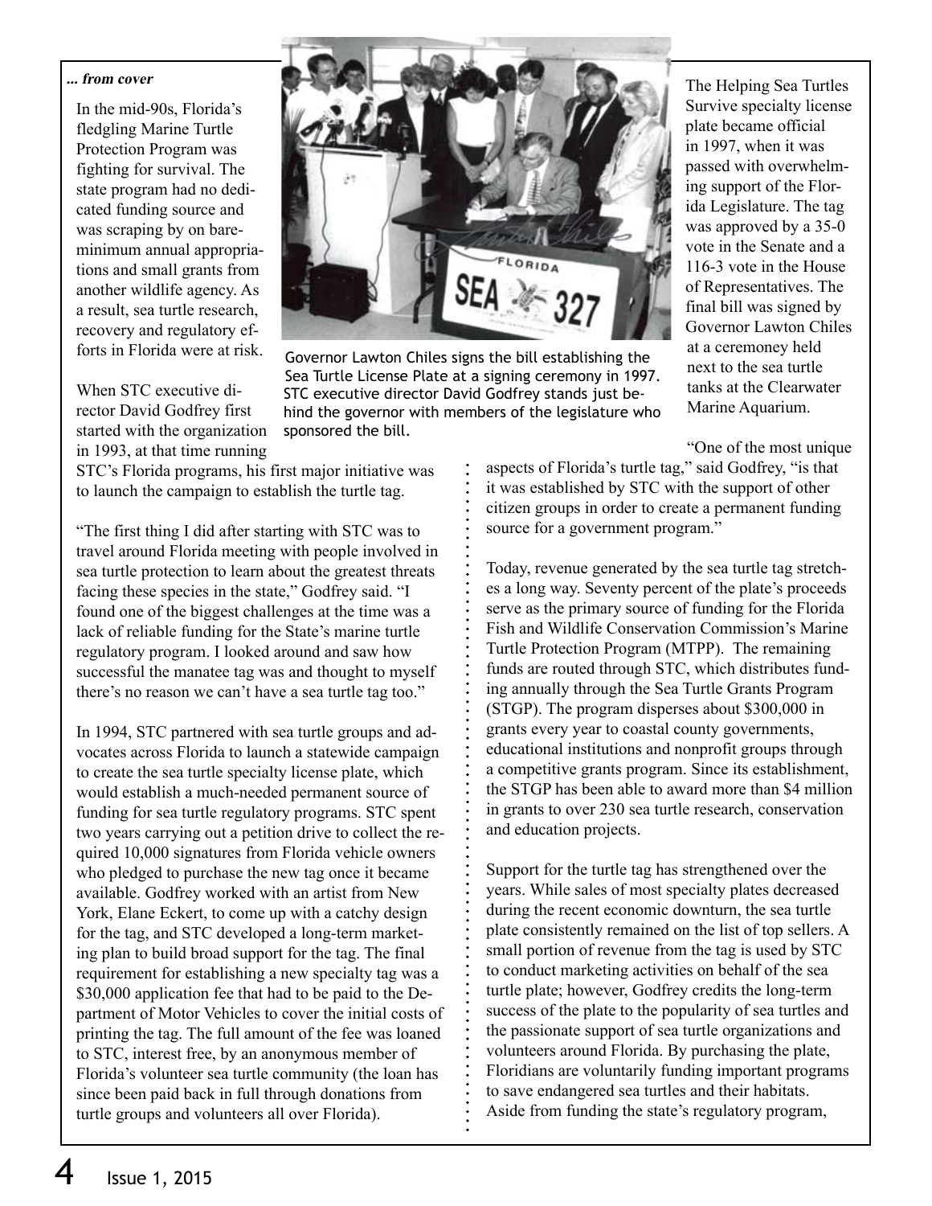*... from cover*

In the mid-90s, Florida's fledgling Marine Turtle Protection Program was fighting for survival. The state program had no dedicated funding source and was scraping by on bare-minimum annual appropriations and small grants from another wildlife agency. As a result, sea turtle research, recovery and regulatory efforts in Florida were at risk.

When STC executive director David Godfrey first started with the organization in 1993, at that time running STC's Florida programs, his first major initiative was to launch the campaign to establish the turtle tag.

Governor Lawton Chiles signs the bill establishing the Sea Turtle License Plate at a signing ceremony in 1997. STC executive director David Godfrey stands just behind the governor with members of the legislature who sponsored the bill.

"The first thing I did after starting with STC was to travel around Florida meeting with people involved in sea turtle protection to learn about the greatest threats facing these species in the state," Godfrey said. "I found one of the biggest challenges at the time was a lack of reliable funding for the State's marine turtle regulatory program. I looked around and saw how successful the manatee tag was and thought to myself there's no reason we can't have a sea turtle tag too."

In 1994, STC partnered with sea turtle groups and advocates across Florida to launch a statewide campaign to create the sea turtle specialty license plate, which would establish a much-needed permanent source of funding for sea turtle regulatory programs. STC spent two years carrying out a petition drive to collect the required 10,000 signatures from Florida vehicle owners who pledged to purchase the new tag once it became available. Godfrey worked with an artist from New York, Elane Eckert, to come up with a catchy design for the tag, and STC developed a long-term marketing plan to build broad support for the tag. The final requirement for establishing a new specialty tag was a $30,000 application fee that had to be paid to the Department of Motor Vehicles to cover the initial costs of printing the tag. The full amount of the fee was loaned to STC, interest free, by an anonymous member of Florida's volunteer sea turtle community (the loan has since been paid back in full through donations from turtle groups and volunteers all over Florida).

The Helping Sea Turtles Survive specialty license plate became official in 1997, when it was passed with overwhelming support of the Florida Legislature. The tag was approved by a 35-0 vote in the Senate and a 116-3 vote in the House of Representatives. The final bill was signed by Governor Lawton Chiles at a ceremoney held next to the sea turtle tanks at the Clearwater Marine Aquarium.

"One of the most unique aspects of Florida's turtle tag," said Godfrey, "is that it was established by STC with the support of other citizen groups in order to create a permanent funding source for a government program."

Today, revenue generated by the sea turtle tag stretches a long way. Seventy percent of the plate's proceeds serve as the primary source of funding for the Florida Fish and Wildlife Conservation Commission's Marine Turtle Protection Program (MTPP). The remaining funds are routed through STC, which distributes funding annually through the Sea Turtle Grants Program (STGP). The program disperses about $300,000 in grants every year to coastal county governments, educational institutions and nonprofit groups through a competitive grants program. Since its establishment, the STGP has been able to award more than $4 million in grants to over 230 sea turtle research, conservation and education projects.

Support for the turtle tag has strengthened over the years. While sales of most specialty plates decreased during the recent economic downturn, the sea turtle plate consistently remained on the list of top sellers. A small portion of revenue from the tag is used by STC to conduct marketing activities on behalf of the sea turtle plate; however, Godfrey credits the long-term success of the plate to the popularity of sea turtles and the passionate support of sea turtle organizations and volunteers around Florida. By purchasing the plate, Floridians are voluntarily funding important programs to save endangered sea turtles and their habitats. Aside from funding the state's regulatory program,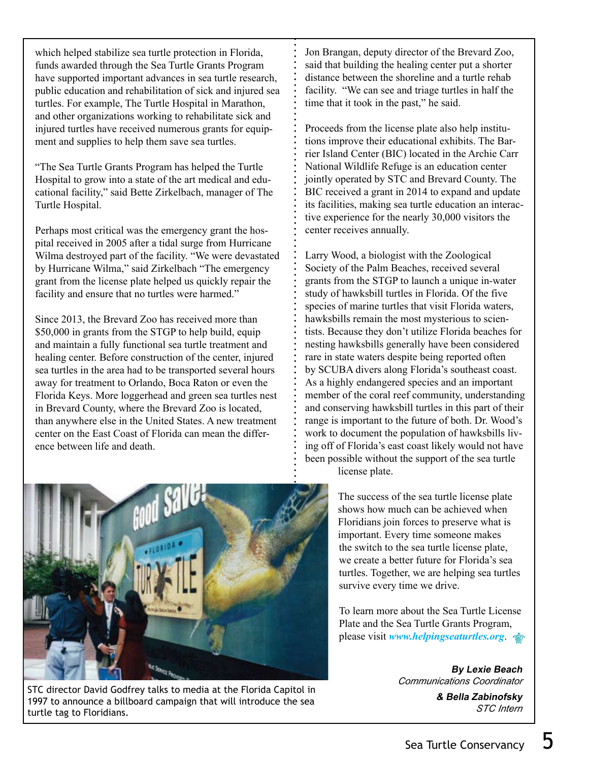which helped stabilize sea turtle protection in Florida, funds awarded through the Sea Turtle Grants Program have supported important advances in sea turtle research, public education and rehabilitation of sick and injured sea turtles. For example, The Turtle Hospital in Marathon, and other organizations working to rehabilitate sick and injured turtles have received numerous grants for equipment and supplies to help them save sea turtles.

"The Sea Turtle Grants Program has helped the Turtle Hospital to grow into a state of the art medical and educational facility," said Bette Zirkelbach, manager of The Turtle Hospital.

Perhaps most critical was the emergency grant the hospital received in 2005 after a tidal surge from Hurricane Wilma destroyed part of the facility. "We were devastated by Hurricane Wilma," said Zirkelbach "The emergency grant from the license plate helped us quickly repair the facility and ensure that no turtles were harmed."

Since 2013, the Brevard Zoo has received more than $50,000 in grants from the STGP to help build, equip and maintain a fully functional sea turtle treatment and healing center. Before construction of the center, injured sea turtles in the area had to be transported several hours away for treatment to Orlando, Boca Raton or even the Florida Keys. More loggerhead and green sea turtles nest in Brevard County, where the Brevard Zoo is located, than anywhere else in the United States. A new treatment center on the East Coast of Florida can mean the difference between life and death.

STC director David Godfrey talks to media at the Florida Capitol in 1997 to announce a billboard campaign that will introduce the sea turtle tag to Floridians.

Jon Brangan, deputy director of the Brevard Zoo, said that building the healing center put a shorter distance between the shoreline and a turtle rehab facility. "We can see and triage turtles in half the time that it took in the past," he said.

Proceeds from the license plate also help institutions improve their educational exhibits. The Barrier Island Center (BIC) located in the Archie Carr National Wildlife Refuge is an education center jointly operated by STC and Brevard County. The BIC received a grant in 2014 to expand and update its facilities, making sea turtle education an interactive experience for the nearly 30,000 visitors the center receives annually.

Larry Wood, a biologist with the Zoological Society of the Palm Beaches, received several grants from the STGP to launch a unique in-water study of hawksbill turtles in Florida. Of the five species of marine turtles that visit Florida waters, hawksbills remain the most mysterious to scientists. Because they don't utilize Florida beaches for nesting hawksbills generally have been considered rare in state waters despite being reported often by SCUBA divers along Florida's southeast coast. As a highly endangered species and an important member of the coral reef community, understanding and conserving hawksbill turtles in this part of their range is important to the future of both. Dr. Wood's work to document the population of hawksbills living off of Florida's east coast likely would not have been possible without the support of the sea turtle license plate.

The success of the sea turtle license plate shows how much can be achieved when Floridians join forces to preserve what is important. Every time someone makes the switch to the sea turtle license plate, we create a better future for Florida's sea turtles. Together, we are helping sea turtles survive every time we drive.

To learn more about the Sea Turtle License Plate and the Sea Turtle Grants Program, please visit *www.helpingseaturtles.org*.

***By Lexie Beach***
*Communications Coordinator*

***& Bella Zabinofsky***
*STC Intern*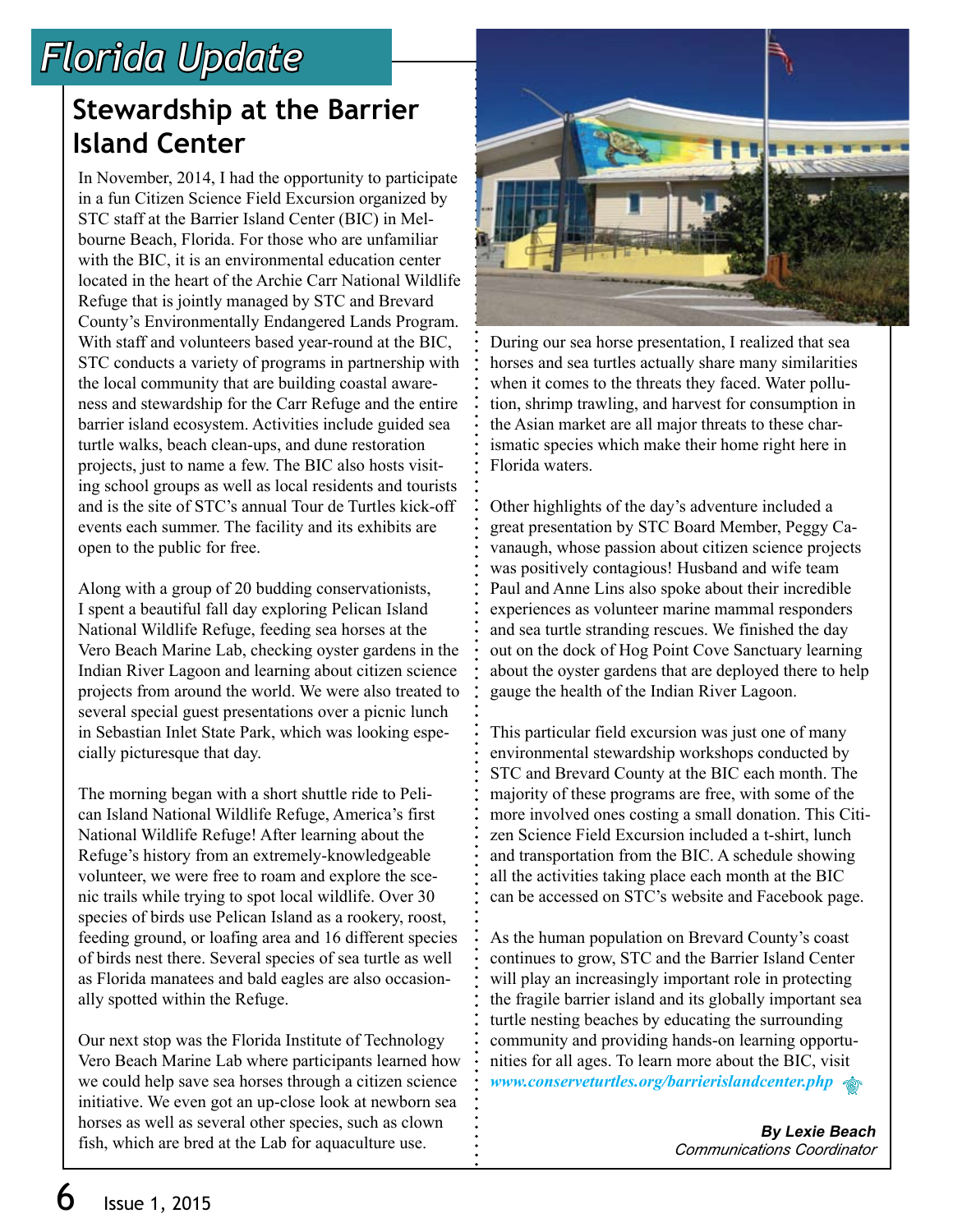# Florida Update

## Stewardship at the Barrier Island Center

In November, 2014, I had the opportunity to participate in a fun Citizen Science Field Excursion organized by STC staff at the Barrier Island Center (BIC) in Melbourne Beach, Florida. For those who are unfamiliar with the BIC, it is an environmental education center located in the heart of the Archie Carr National Wildlife Refuge that is jointly managed by STC and Brevard County's Environmentally Endangered Lands Program. With staff and volunteers based year-round at the BIC, STC conducts a variety of programs in partnership with the local community that are building coastal awareness and stewardship for the Carr Refuge and the entire barrier island ecosystem. Activities include guided sea turtle walks, beach clean-ups, and dune restoration projects, just to name a few. The BIC also hosts visiting school groups as well as local residents and tourists and is the site of STC's annual Tour de Turtles kick-off events each summer. The facility and its exhibits are open to the public for free.

Along with a group of 20 budding conservationists, I spent a beautiful fall day exploring Pelican Island National Wildlife Refuge, feeding sea horses at the Vero Beach Marine Lab, checking oyster gardens in the Indian River Lagoon and learning about citizen science projects from around the world. We were also treated to several special guest presentations over a picnic lunch in Sebastian Inlet State Park, which was looking especially picturesque that day.

The morning began with a short shuttle ride to Pelican Island National Wildlife Refuge, America's first National Wildlife Refuge! After learning about the Refuge's history from an extremely-knowledgeable volunteer, we were free to roam and explore the scenic trails while trying to spot local wildlife. Over 30 species of birds use Pelican Island as a rookery, roost, feeding ground, or loafing area and 16 different species of birds nest there. Several species of sea turtle as well as Florida manatees and bald eagles are also occasionally spotted within the Refuge.

Our next stop was the Florida Institute of Technology Vero Beach Marine Lab where participants learned how we could help save sea horses through a citizen science initiative. We even got an up-close look at newborn sea horses as well as several other species, such as clown fish, which are bred at the Lab for aquaculture use.

During our sea horse presentation, I realized that sea horses and sea turtles actually share many similarities when it comes to the threats they faced. Water pollution, shrimp trawling, and harvest for consumption in the Asian market are all major threats to these charismatic species which make their home right here in Florida waters.

Other highlights of the day's adventure included a great presentation by STC Board Member, Peggy Cavanaugh, whose passion about citizen science projects was positively contagious! Husband and wife team Paul and Anne Lins also spoke about their incredible experiences as volunteer marine mammal responders and sea turtle stranding rescues. We finished the day out on the dock of Hog Point Cove Sanctuary learning about the oyster gardens that are deployed there to help gauge the health of the Indian River Lagoon.

This particular field excursion was just one of many environmental stewardship workshops conducted by STC and Brevard County at the BIC each month. The majority of these programs are free, with some of the more involved ones costing a small donation. This Citizen Science Field Excursion included a t-shirt, lunch and transportation from the BIC. A schedule showing all the activities taking place each month at the BIC can be accessed on STC's website and Facebook page.

As the human population on Brevard County's coast continues to grow, STC and the Barrier Island Center will play an increasingly important role in protecting the fragile barrier island and its globally important sea turtle nesting beaches by educating the surrounding community and providing hands-on learning opportunities for all ages. To learn more about the BIC, visit *www.conserveturtles.org/barrierislandcenter.php*

***By Lexie Beach***
*Communications Coordinator*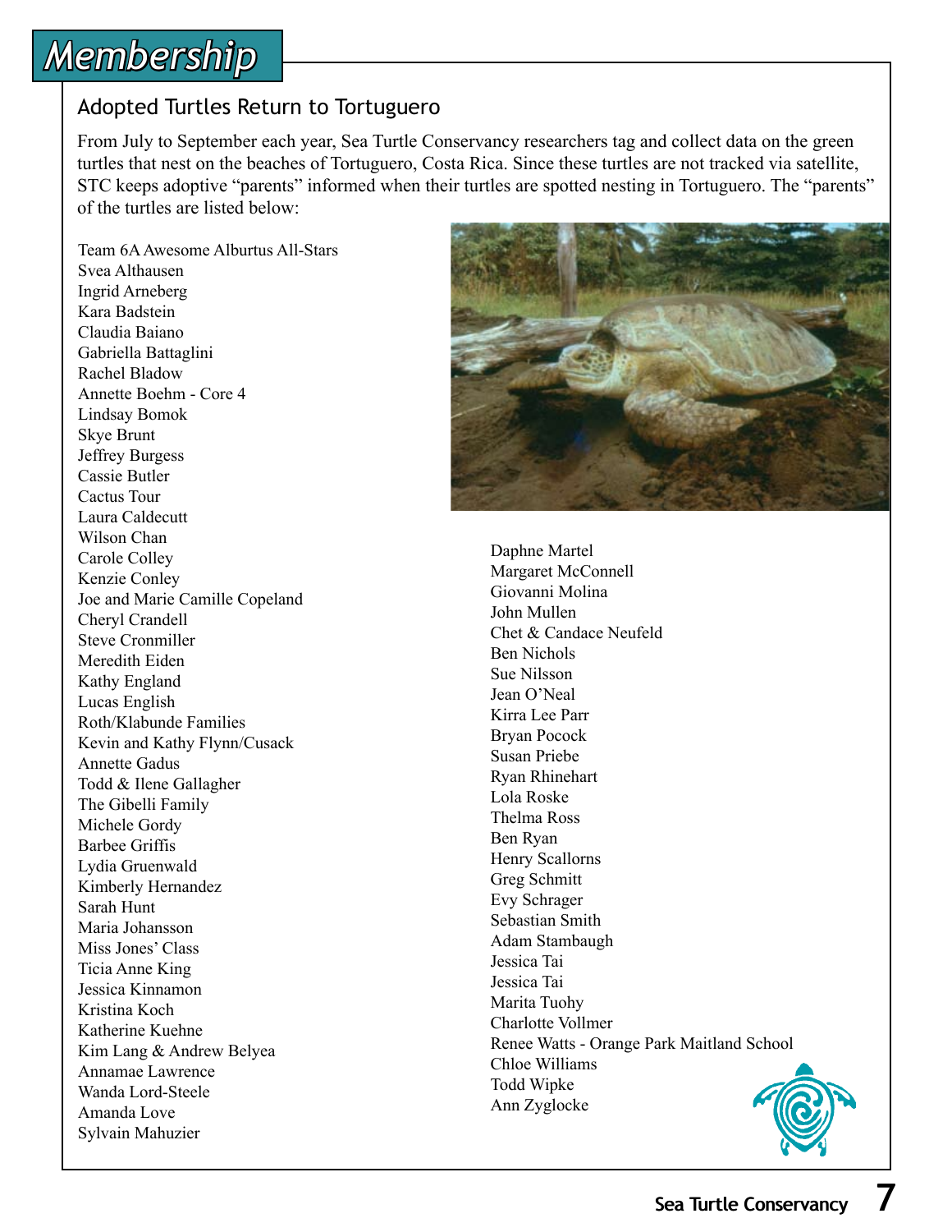## Membership

### Adopted Turtles Return to Tortuguero

From July to September each year, Sea Turtle Conservancy researchers tag and collect data on the green turtles that nest on the beaches of Tortuguero, Costa Rica. Since these turtles are not tracked via satellite, STC keeps adoptive "parents" informed when their turtles are spotted nesting in Tortuguero. The "parents" of the turtles are listed below:

Team 6A Awesome Alburtus All-Stars
Svea Althausen
Ingrid Arneberg
Kara Badstein
Claudia Baiano
Gabriella Battaglini
Rachel Bladow
Annette Boehm - Core 4
Lindsay Bomok
Skye Brunt
Jeffrey Burgess
Cassie Butler
Cactus Tour
Laura Caldecutt
Wilson Chan
Carole Colley
Kenzie Conley
Joe and Marie Camille Copeland
Cheryl Crandell
Steve Cronmiller
Meredith Eiden
Kathy England
Lucas English
Roth/Klabunde Families
Kevin and Kathy Flynn/Cusack
Annette Gadus
Todd & Ilene Gallagher
The Gibelli Family
Michele Gordy
Barbee Griffis
Lydia Gruenwald
Kimberly Hernandez
Sarah Hunt
Maria Johansson
Miss Jones' Class
Ticia Anne King
Jessica Kinnamon
Kristina Koch
Katherine Kuehne
Kim Lang & Andrew Belyea
Annamae Lawrence
Wanda Lord-Steele
Amanda Love
Sylvain Mahuzier
Daphne Martel
Margaret McConnell
Giovanni Molina
John Mullen
Chet & Candace Neufeld
Ben Nichols
Sue Nilsson
Jean O'Neal
Kirra Lee Parr
Bryan Pocock
Susan Priebe
Ryan Rhinehart
Lola Roske
Thelma Ross
Ben Ryan
Henry Scallorns
Greg Schmitt
Evy Schrager
Sebastian Smith
Adam Stambaugh
Jessica Tai
Jessica Tai
Marita Tuohy
Charlotte Vollmer
Renee Watts - Orange Park Maitland School
Chloe Williams
Todd Wipke
Ann Zyglocke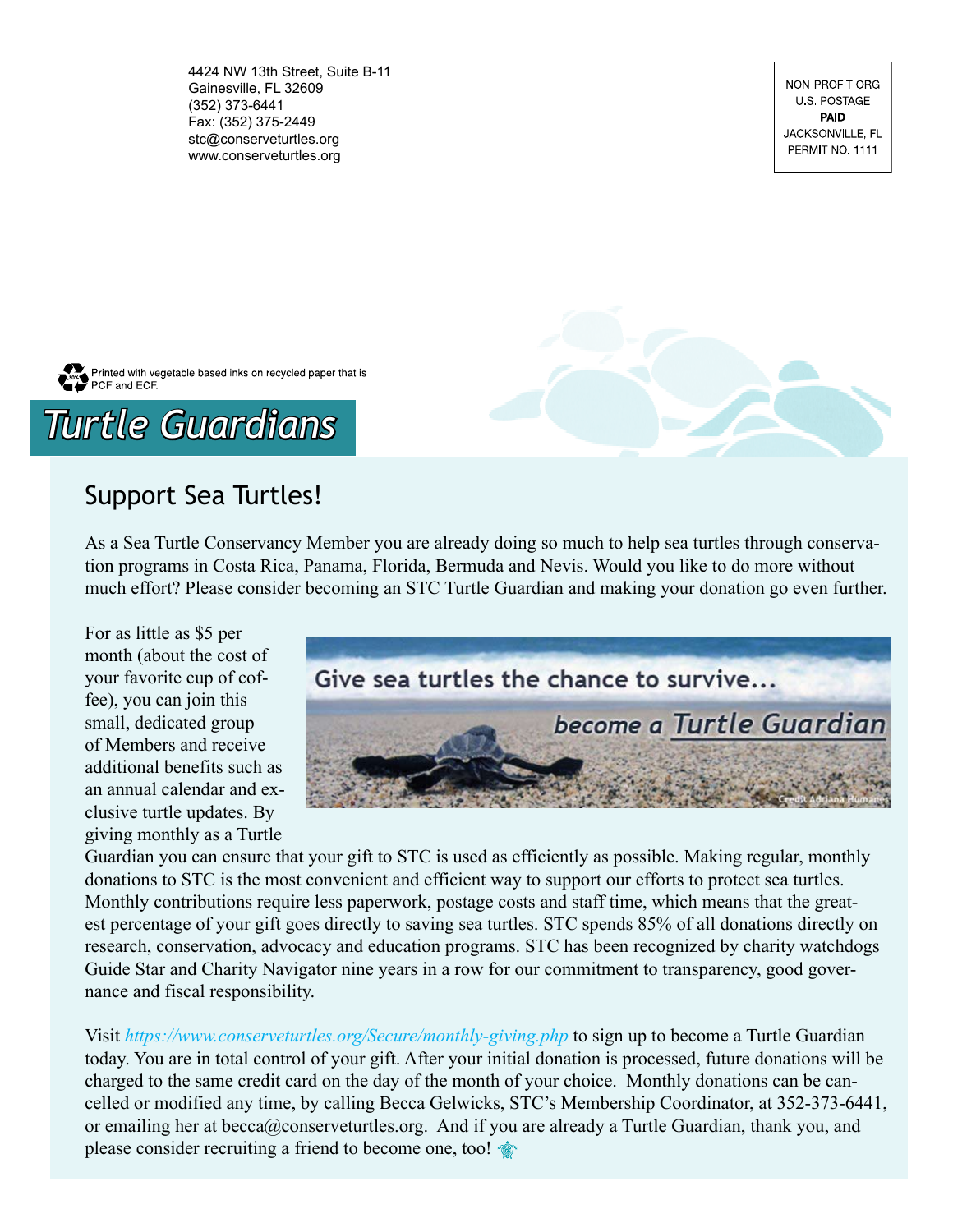4424 NW 13th Street, Suite B-11
Gainesville, FL 32609
(352) 373-6441
Fax: (352) 375-2449
stc@conserveturtles.org
www.conserveturtles.org

NON-PROFIT ORG
U.S. POSTAGE
**PAID**
JACKSONVILLE, FL
PERMIT NO. 1111

Printed with vegetable based inks on recycled paper that is PCF and ECF.

# Turtle Guardians

## Support Sea Turtles!

As a Sea Turtle Conservancy Member you are already doing so much to help sea turtles through conservation programs in Costa Rica, Panama, Florida, Bermuda and Nevis. Would you like to do more without much effort? Please consider becoming an STC Turtle Guardian and making your donation go even further.

Give sea turtles the chance to survive... become a Turtle Guardian

Credit Adriana Humanes

For as little as $5 per month (about the cost of your favorite cup of coffee), you can join this small, dedicated group of Members and receive additional benefits such as an annual calendar and exclusive turtle updates. By giving monthly as a Turtle Guardian you can ensure that your gift to STC is used as efficiently as possible. Making regular, monthly donations to STC is the most convenient and efficient way to support our efforts to protect sea turtles. Monthly contributions require less paperwork, postage costs and staff time, which means that the greatest percentage of your gift goes directly to saving sea turtles. STC spends 85% of all donations directly on research, conservation, advocacy and education programs. STC has been recognized by charity watchdogs Guide Star and Charity Navigator nine years in a row for our commitment to transparency, good governance and fiscal responsibility.

Visit *https://www.conserveturtles.org/Secure/monthly-giving.php* to sign up to become a Turtle Guardian today. You are in total control of your gift. After your initial donation is processed, future donations will be charged to the same credit card on the day of the month of your choice. Monthly donations can be cancelled or modified any time, by calling Becca Gelwicks, STC's Membership Coordinator, at 352-373-6441, or emailing her at becca@conserveturtles.org. And if you are already a Turtle Guardian, thank you, and please consider recruiting a friend to become one, too!